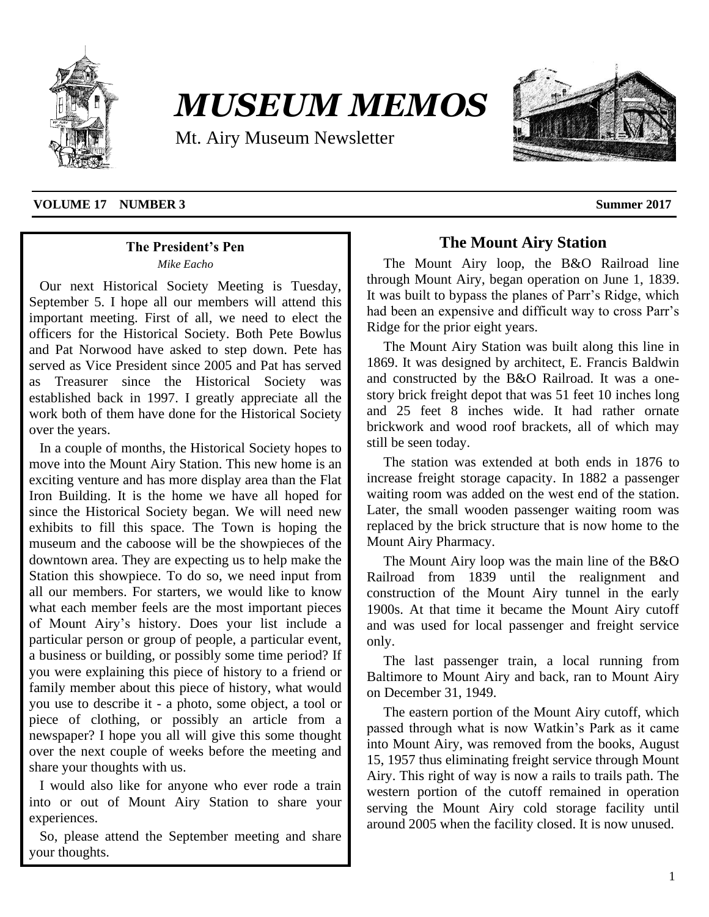# MUSEUM MEMOS

Mt. Airy Museum Newsletter

**VOLUME 17 NUMBER 3** **Summer 2017**

## The President's Pen

*Mike Eacho*

Our next Historical Society Meeting is Tuesday, September 5. I hope all our members will attend this important meeting. First of all, we need to elect the officers for the Historical Society. Both Pete Bowlus and Pat Norwood have asked to step down. Pete has served as Vice President since 2005 and Pat has served as Treasurer since the Historical Society was established back in 1997. I greatly appreciate all the work both of them have done for the Historical Society over the years.

In a couple of months, the Historical Society hopes to move into the Mount Airy Station. This new home is an exciting venture and has more display area than the Flat Iron Building. It is the home we have all hoped for since the Historical Society began. We will need new exhibits to fill this space. The Town is hoping the museum and the caboose will be the showpieces of the downtown area. They are expecting us to help make the Station this showpiece. To do so, we need input from all our members. For starters, we would like to know what each member feels are the most important pieces of Mount Airy's history. Does your list include a particular person or group of people, a particular event, a business or building, or possibly some time period? If you were explaining this piece of history to a friend or family member about this piece of history, what would you use to describe it - a photo, some object, a tool or piece of clothing, or possibly an article from a newspaper? I hope you all will give this some thought over the next couple of weeks before the meeting and share your thoughts with us.

I would also like for anyone who ever rode a train into or out of Mount Airy Station to share your experiences.

So, please attend the September meeting and share your thoughts.

## The Mount Airy Station

The Mount Airy loop, the B&O Railroad line through Mount Airy, began operation on June 1, 1839. It was built to bypass the planes of Parr's Ridge, which had been an expensive and difficult way to cross Parr's Ridge for the prior eight years.

The Mount Airy Station was built along this line in 1869. It was designed by architect, E. Francis Baldwin and constructed by the B&O Railroad. It was a one-story brick freight depot that was 51 feet 10 inches long and 25 feet 8 inches wide. It had rather ornate brickwork and wood roof brackets, all of which may still be seen today.

The station was extended at both ends in 1876 to increase freight storage capacity. In 1882 a passenger waiting room was added on the west end of the station. Later, the small wooden passenger waiting room was replaced by the brick structure that is now home to the Mount Airy Pharmacy.

The Mount Airy loop was the main line of the B&O Railroad from 1839 until the realignment and construction of the Mount Airy tunnel in the early 1900s. At that time it became the Mount Airy cutoff and was used for local passenger and freight service only.

The last passenger train, a local running from Baltimore to Mount Airy and back, ran to Mount Airy on December 31, 1949.

The eastern portion of the Mount Airy cutoff, which passed through what is now Watkin's Park as it came into Mount Airy, was removed from the books, August 15, 1957 thus eliminating freight service through Mount Airy. This right of way is now a rails to trails path. The western portion of the cutoff remained in operation serving the Mount Airy cold storage facility until around 2005 when the facility closed. It is now unused.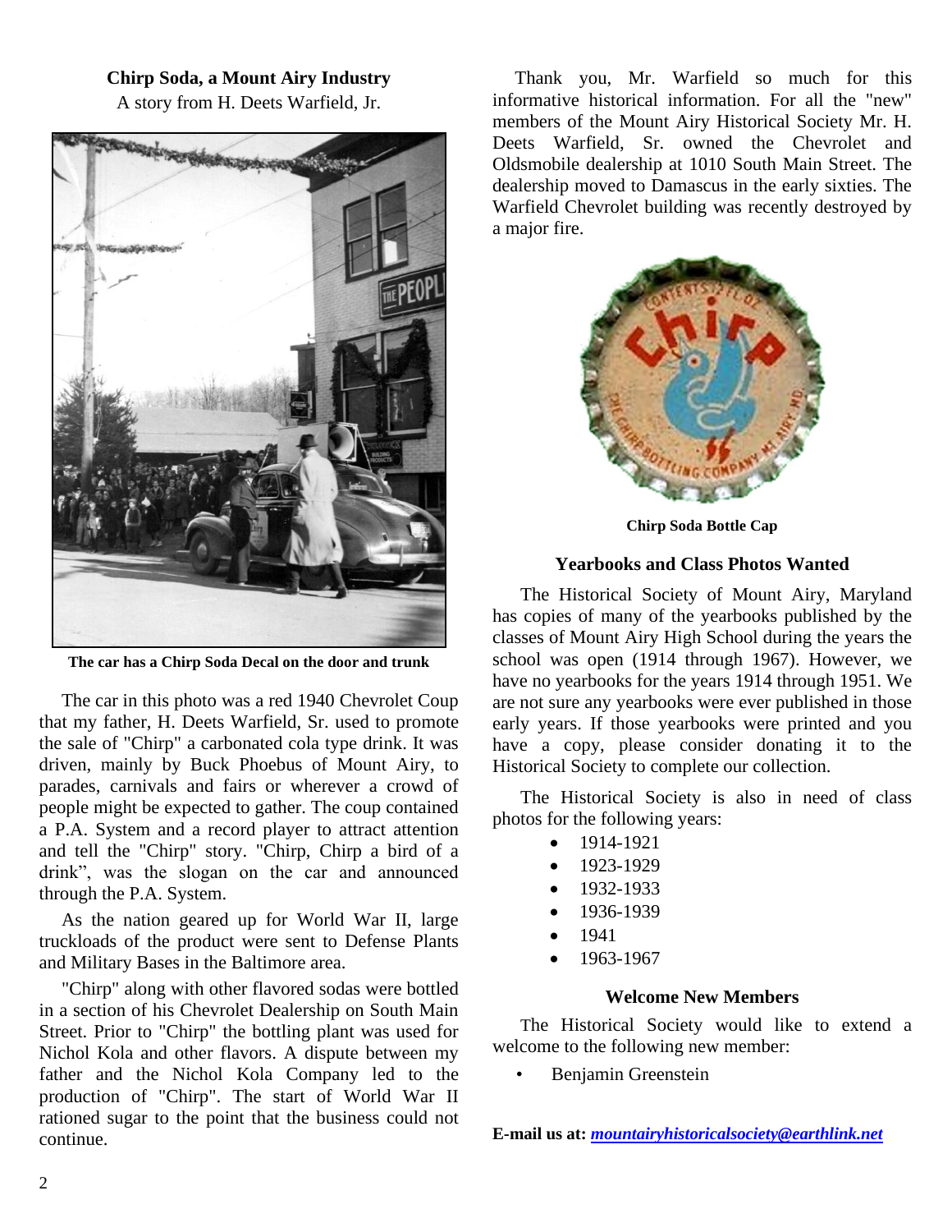## Chirp Soda, a Mount Airy Industry

A story from H. Deets Warfield, Jr.

**The car has a Chirp Soda Decal on the door and trunk**

The car in this photo was a red 1940 Chevrolet Coup that my father, H. Deets Warfield, Sr. used to promote the sale of "Chirp" a carbonated cola type drink. It was driven, mainly by Buck Phoebus of Mount Airy, to parades, carnivals and fairs or wherever a crowd of people might be expected to gather. The coup contained a P.A. System and a record player to attract attention and tell the "Chirp" story. "Chirp, Chirp a bird of a drink", was the slogan on the car and announced through the P.A. System.

As the nation geared up for World War II, large truckloads of the product were sent to Defense Plants and Military Bases in the Baltimore area.

"Chirp" along with other flavored sodas were bottled in a section of his Chevrolet Dealership on South Main Street. Prior to "Chirp" the bottling plant was used for Nichol Kola and other flavors. A dispute between my father and the Nichol Kola Company led to the production of "Chirp". The start of World War II rationed sugar to the point that the business could not continue.

Thank you, Mr. Warfield so much for this informative historical information. For all the "new" members of the Mount Airy Historical Society Mr. H. Deets Warfield, Sr. owned the Chevrolet and Oldsmobile dealership at 1010 South Main Street. The dealership moved to Damascus in the early sixties. The Warfield Chevrolet building was recently destroyed by a major fire.

**Chirp Soda Bottle Cap**

## Yearbooks and Class Photos Wanted

The Historical Society of Mount Airy, Maryland has copies of many of the yearbooks published by the classes of Mount Airy High School during the years the school was open (1914 through 1967). However, we have no yearbooks for the years 1914 through 1951. We are not sure any yearbooks were ever published in those early years. If those yearbooks were printed and you have a copy, please consider donating it to the Historical Society to complete our collection.

The Historical Society is also in need of class photos for the following years:

- 1914-1921
- 1923-1929
- 1932-1933
- 1936-1939
- 1941
- 1963-1967

## Welcome New Members

The Historical Society would like to extend a welcome to the following new member:

- Benjamin Greenstein

**E-mail us at:** ***mountairyhistoricalsociety@earthlink.net***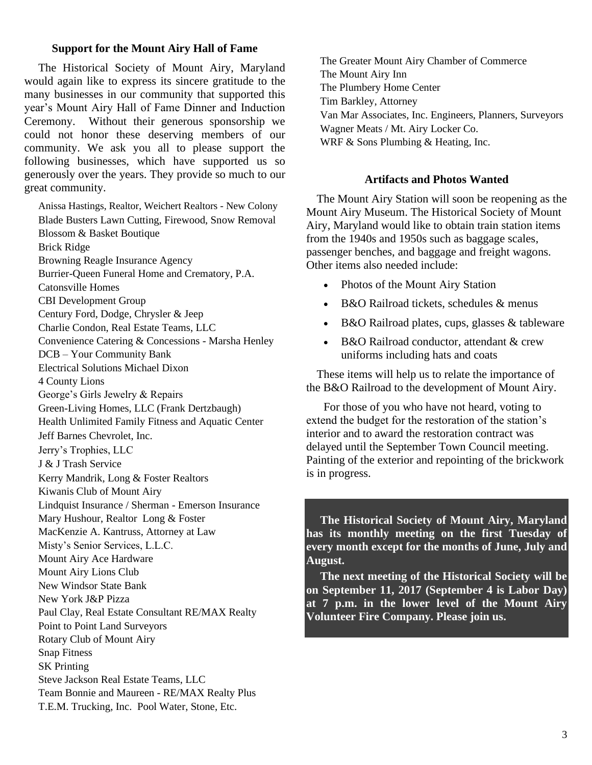### Support for the Mount Airy Hall of Fame

The Historical Society of Mount Airy, Maryland would again like to express its sincere gratitude to the many businesses in our community that supported this year's Mount Airy Hall of Fame Dinner and Induction Ceremony. Without their generous sponsorship we could not honor these deserving members of our community. We ask you all to please support the following businesses, which have supported us so generously over the years. They provide so much to our great community.

Anissa Hastings, Realtor, Weichert Realtors - New Colony
Blade Busters Lawn Cutting, Firewood, Snow Removal
Blossom & Basket Boutique
Brick Ridge
Browning Reagle Insurance Agency
Burrier-Queen Funeral Home and Crematory, P.A.
Catonsville Homes
CBI Development Group
Century Ford, Dodge, Chrysler & Jeep
Charlie Condon, Real Estate Teams, LLC
Convenience Catering & Concessions - Marsha Henley
DCB – Your Community Bank
Electrical Solutions Michael Dixon
4 County Lions
George's Girls Jewelry & Repairs
Green-Living Homes, LLC (Frank Dertzbaugh)
Health Unlimited Family Fitness and Aquatic Center
Jeff Barnes Chevrolet, Inc.
Jerry's Trophies, LLC
J & J Trash Service
Kerry Mandrik, Long & Foster Realtors
Kiwanis Club of Mount Airy
Lindquist Insurance / Sherman - Emerson Insurance
Mary Hushour, Realtor Long & Foster
MacKenzie A. Kantruss, Attorney at Law
Misty's Senior Services, L.L.C.
Mount Airy Ace Hardware
Mount Airy Lions Club
New Windsor State Bank
New York J&P Pizza
Paul Clay, Real Estate Consultant RE/MAX Realty
Point to Point Land Surveyors
Rotary Club of Mount Airy
Snap Fitness
SK Printing
Steve Jackson Real Estate Teams, LLC
Team Bonnie and Maureen - RE/MAX Realty Plus
T.E.M. Trucking, Inc. Pool Water, Stone, Etc.
The Greater Mount Airy Chamber of Commerce
The Mount Airy Inn
The Plumbery Home Center
Tim Barkley, Attorney
Van Mar Associates, Inc. Engineers, Planners, Surveyors
Wagner Meats / Mt. Airy Locker Co.
WRF & Sons Plumbing & Heating, Inc.

### Artifacts and Photos Wanted

The Mount Airy Station will soon be reopening as the Mount Airy Museum. The Historical Society of Mount Airy, Maryland would like to obtain train station items from the 1940s and 1950s such as baggage scales, passenger benches, and baggage and freight wagons. Other items also needed include:

- Photos of the Mount Airy Station
- B&O Railroad tickets, schedules & menus
- B&O Railroad plates, cups, glasses & tableware
- B&O Railroad conductor, attendant & crew uniforms including hats and coats

These items will help us to relate the importance of the B&O Railroad to the development of Mount Airy.

For those of you who have not heard, voting to extend the budget for the restoration of the station's interior and to award the restoration contract was delayed until the September Town Council meeting. Painting of the exterior and repointing of the brickwork is in progress.

**The Historical Society of Mount Airy, Maryland has its monthly meeting on the first Tuesday of every month except for the months of June, July and August.**

**The next meeting of the Historical Society will be on September 11, 2017 (September 4 is Labor Day) at 7 p.m. in the lower level of the Mount Airy Volunteer Fire Company. Please join us.**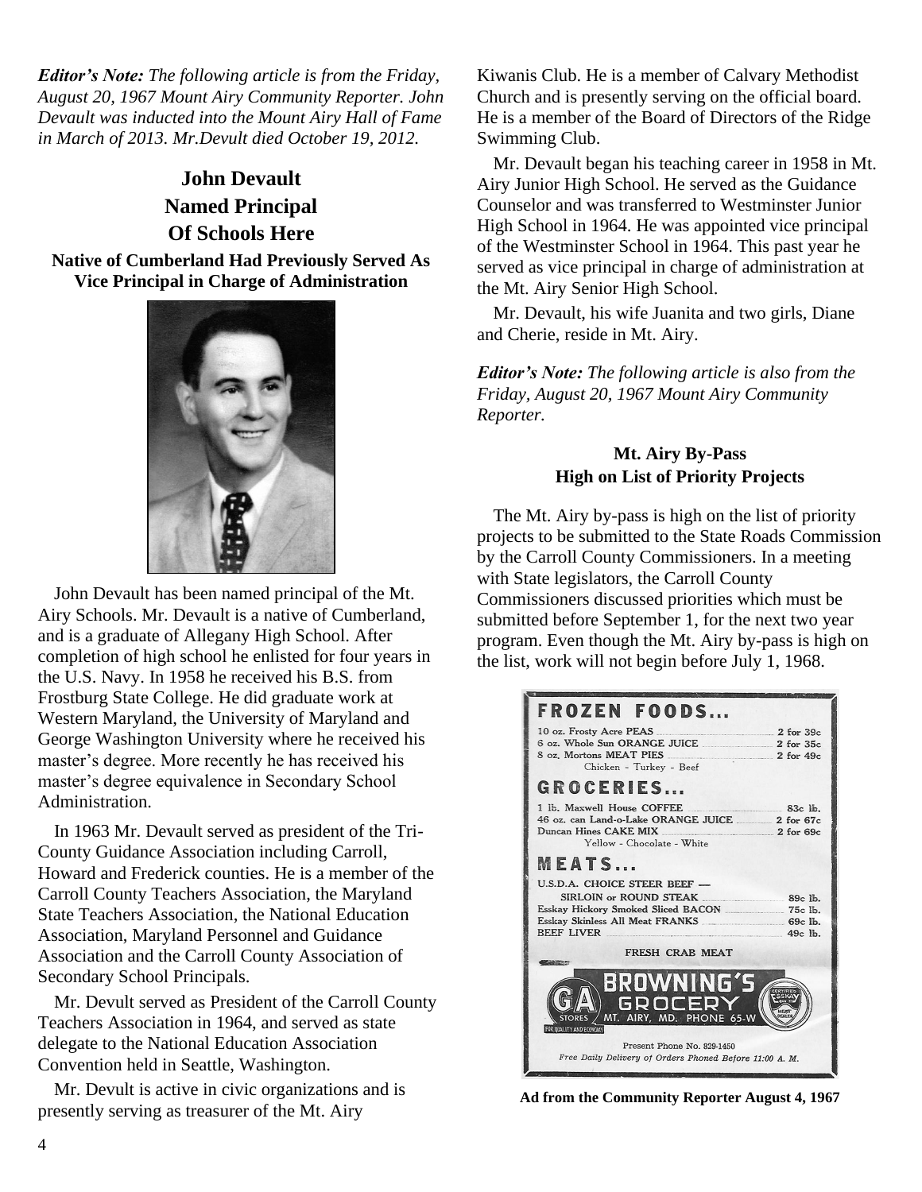***Editor's Note:*** *The following article is from the Friday, August 20, 1967 Mount Airy Community Reporter. John Devault was inducted into the Mount Airy Hall of Fame in March of 2013. Mr.Devult died October 19, 2012.*

## John Devault Named Principal Of Schools Here

### Native of Cumberland Had Previously Served As Vice Principal in Charge of Administration

John Devault has been named principal of the Mt. Airy Schools. Mr. Devault is a native of Cumberland, and is a graduate of Allegany High School. After completion of high school he enlisted for four years in the U.S. Navy. In 1958 he received his B.S. from Frostburg State College. He did graduate work at Western Maryland, the University of Maryland and George Washington University where he received his master's degree. More recently he has received his master's degree equivalence in Secondary School Administration.

In 1963 Mr. Devault served as president of the Tri-County Guidance Association including Carroll, Howard and Frederick counties. He is a member of the Carroll County Teachers Association, the Maryland State Teachers Association, the National Education Association, Maryland Personnel and Guidance Association and the Carroll County Association of Secondary School Principals.

Mr. Devult served as President of the Carroll County Teachers Association in 1964, and served as state delegate to the National Education Association Convention held in Seattle, Washington.

Mr. Devult is active in civic organizations and is presently serving as treasurer of the Mt. Airy Kiwanis Club. He is a member of Calvary Methodist Church and is presently serving on the official board. He is a member of the Board of Directors of the Ridge Swimming Club.

Mr. Devault began his teaching career in 1958 in Mt. Airy Junior High School. He served as the Guidance Counselor and was transferred to Westminster Junior High School in 1964. He was appointed vice principal of the Westminster School in 1964. This past year he served as vice principal in charge of administration at the Mt. Airy Senior High School.

Mr. Devault, his wife Juanita and two girls, Diane and Cherie, reside in Mt. Airy.

***Editor's Note:*** *The following article is also from the Friday, August 20, 1967 Mount Airy Community Reporter.*

### Mt. Airy By-Pass High on List of Priority Projects

The Mt. Airy by-pass is high on the list of priority projects to be submitted to the State Roads Commission by the Carroll County Commissioners. In a meeting with State legislators, the Carroll County Commissioners discussed priorities which must be submitted before September 1, for the next two year program. Even though the Mt. Airy by-pass is high on the list, work will not begin before July 1, 1968.

**FROZEN FOODS...**

| | |
|---|---|
| 10 oz. Frosty Acre PEAS | 2 for 39c |
| 6 oz. Whole Sun ORANGE JUICE | 2 for 35c |
| 8 oz. Mortons MEAT PIES (Chicken - Turkey - Beef) | 2 for 49c |

**GROCERIES...**

| | |
|---|---|
| 1 lb. Maxwell House COFFEE | 83c lb. |
| 46 oz. can Land-o-Lake ORANGE JUICE | 2 for 67c |
| Duncan Hines CAKE MIX (Yellow - Chocolate - White) | 2 for 69c |

**MEATS...**

| | |
|---|---|
| U.S.D.A. CHOICE STEER BEEF — SIRLOIN or ROUND STEAK | 89c lb. |
| Esskay Hickory Smoked Sliced BACON | 75c lb. |
| Esskay Skinless All Meat FRANKS | 69c lb. |
| BEEF LIVER | 49c lb. |

FRESH CRAB MEAT

**BROWNING'S GROCERY**

GA STORES — MT. AIRY, MD. PHONE 65-W

FOR QUALITY AND ECONOMY

Present Phone No. 829-1450

*Free Daily Delivery of Orders Phoned Before 11:00 A. M.*

**Ad from the Community Reporter August 4, 1967**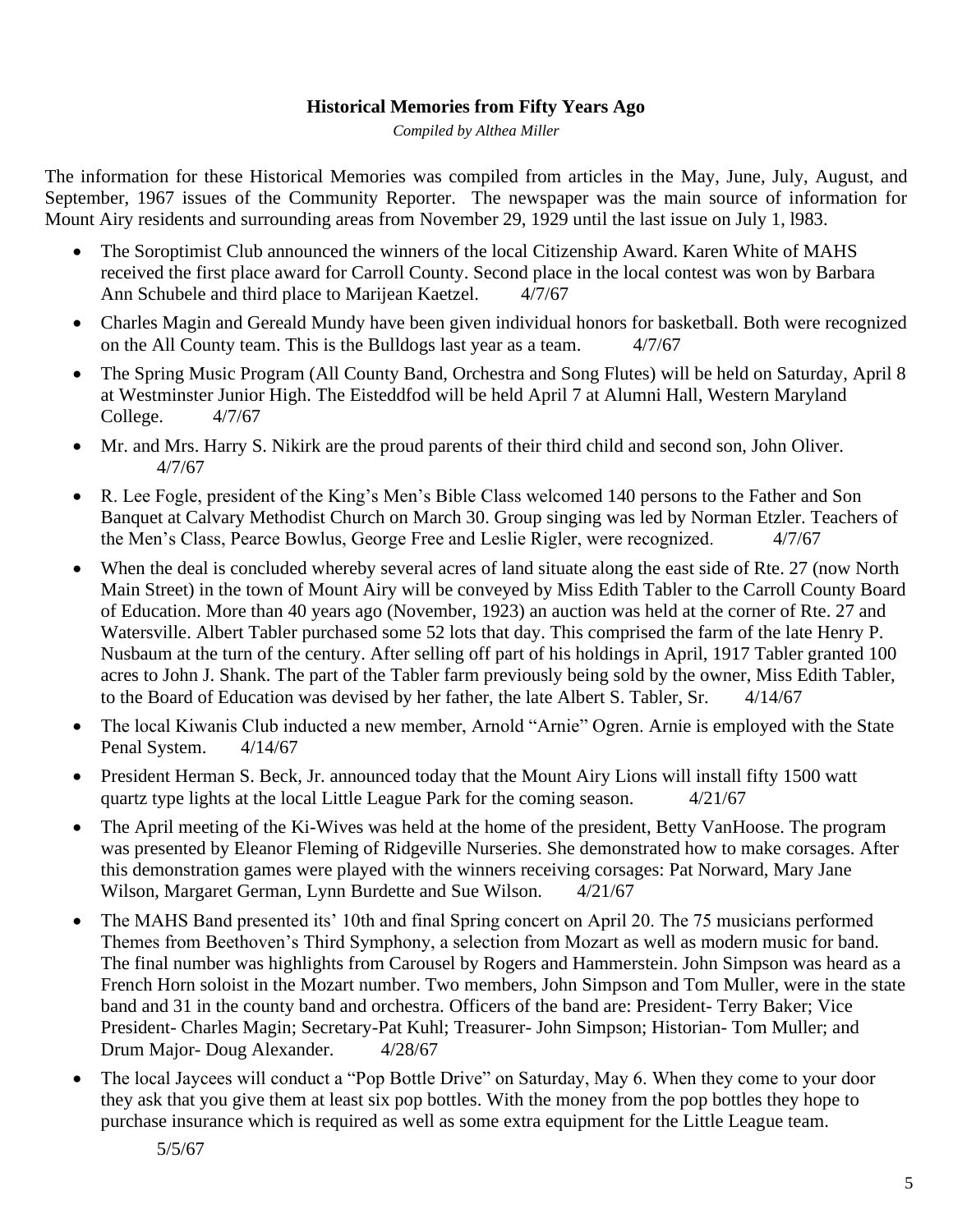**Historical Memories from Fifty Years Ago**

*Compiled by Althea Miller*

The information for these Historical Memories was compiled from articles in the May, June, July, August, and September, 1967 issues of the Community Reporter. The newspaper was the main source of information for Mount Airy residents and surrounding areas from November 29, 1929 until the last issue on July 1, l983.

- The Soroptimist Club announced the winners of the local Citizenship Award. Karen White of MAHS received the first place award for Carroll County. Second place in the local contest was won by Barbara Ann Schubele and third place to Marijean Kaetzel. 4/7/67
- Charles Magin and Gereald Mundy have been given individual honors for basketball. Both were recognized on the All County team. This is the Bulldogs last year as a team. 4/7/67
- The Spring Music Program (All County Band, Orchestra and Song Flutes) will be held on Saturday, April 8 at Westminster Junior High. The Eisteddfod will be held April 7 at Alumni Hall, Western Maryland College. 4/7/67
- Mr. and Mrs. Harry S. Nikirk are the proud parents of their third child and second son, John Oliver. 4/7/67
- R. Lee Fogle, president of the King's Men's Bible Class welcomed 140 persons to the Father and Son Banquet at Calvary Methodist Church on March 30. Group singing was led by Norman Etzler. Teachers of the Men's Class, Pearce Bowlus, George Free and Leslie Rigler, were recognized. 4/7/67
- When the deal is concluded whereby several acres of land situate along the east side of Rte. 27 (now North Main Street) in the town of Mount Airy will be conveyed by Miss Edith Tabler to the Carroll County Board of Education. More than 40 years ago (November, 1923) an auction was held at the corner of Rte. 27 and Watersville. Albert Tabler purchased some 52 lots that day. This comprised the farm of the late Henry P. Nusbaum at the turn of the century. After selling off part of his holdings in April, 1917 Tabler granted 100 acres to John J. Shank. The part of the Tabler farm previously being sold by the owner, Miss Edith Tabler, to the Board of Education was devised by her father, the late Albert S. Tabler, Sr. 4/14/67
- The local Kiwanis Club inducted a new member, Arnold "Arnie" Ogren. Arnie is employed with the State Penal System. 4/14/67
- President Herman S. Beck, Jr. announced today that the Mount Airy Lions will install fifty 1500 watt quartz type lights at the local Little League Park for the coming season. 4/21/67
- The April meeting of the Ki-Wives was held at the home of the president, Betty VanHoose. The program was presented by Eleanor Fleming of Ridgeville Nurseries. She demonstrated how to make corsages. After this demonstration games were played with the winners receiving corsages: Pat Norward, Mary Jane Wilson, Margaret German, Lynn Burdette and Sue Wilson. 4/21/67
- The MAHS Band presented its' 10th and final Spring concert on April 20. The 75 musicians performed Themes from Beethoven's Third Symphony, a selection from Mozart as well as modern music for band. The final number was highlights from Carousel by Rogers and Hammerstein. John Simpson was heard as a French Horn soloist in the Mozart number. Two members, John Simpson and Tom Muller, were in the state band and 31 in the county band and orchestra. Officers of the band are: President- Terry Baker; Vice President- Charles Magin; Secretary-Pat Kuhl; Treasurer- John Simpson; Historian- Tom Muller; and Drum Major- Doug Alexander. 4/28/67
- The local Jaycees will conduct a "Pop Bottle Drive" on Saturday, May 6. When they come to your door they ask that you give them at least six pop bottles. With the money from the pop bottles they hope to purchase insurance which is required as well as some extra equipment for the Little League team. 5/5/67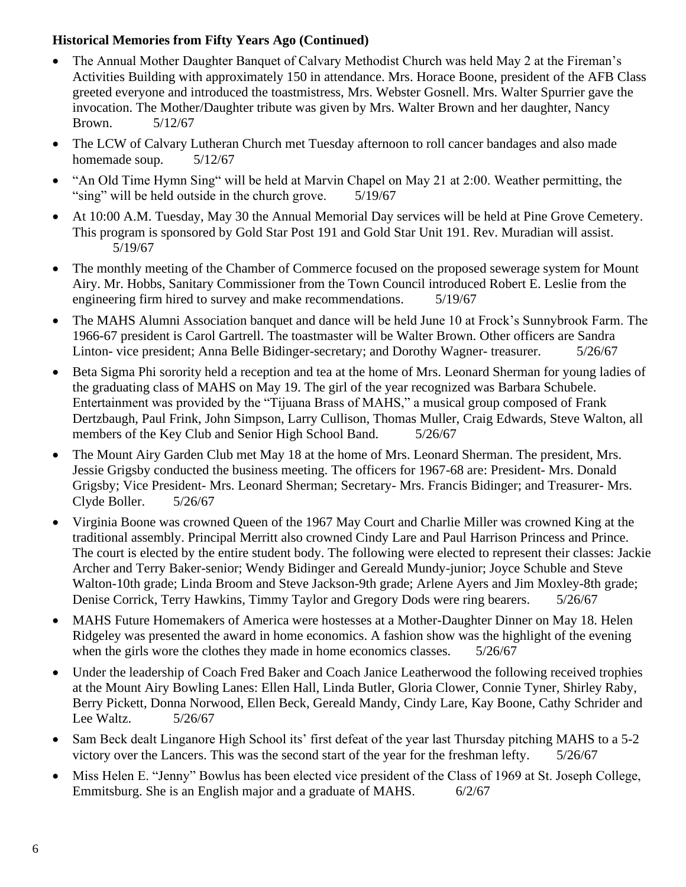**Historical Memories from Fifty Years Ago (Continued)**

- The Annual Mother Daughter Banquet of Calvary Methodist Church was held May 2 at the Fireman's Activities Building with approximately 150 in attendance. Mrs. Horace Boone, president of the AFB Class greeted everyone and introduced the toastmistress, Mrs. Webster Gosnell. Mrs. Walter Spurrier gave the invocation. The Mother/Daughter tribute was given by Mrs. Walter Brown and her daughter, Nancy Brown. 5/12/67
- The LCW of Calvary Lutheran Church met Tuesday afternoon to roll cancer bandages and also made homemade soup. 5/12/67
- "An Old Time Hymn Sing" will be held at Marvin Chapel on May 21 at 2:00. Weather permitting, the "sing" will be held outside in the church grove. 5/19/67
- At 10:00 A.M. Tuesday, May 30 the Annual Memorial Day services will be held at Pine Grove Cemetery. This program is sponsored by Gold Star Post 191 and Gold Star Unit 191. Rev. Muradian will assist. 5/19/67
- The monthly meeting of the Chamber of Commerce focused on the proposed sewerage system for Mount Airy. Mr. Hobbs, Sanitary Commissioner from the Town Council introduced Robert E. Leslie from the engineering firm hired to survey and make recommendations. 5/19/67
- The MAHS Alumni Association banquet and dance will be held June 10 at Frock's Sunnybrook Farm. The 1966-67 president is Carol Gartrell. The toastmaster will be Walter Brown. Other officers are Sandra Linton- vice president; Anna Belle Bidinger-secretary; and Dorothy Wagner- treasurer. 5/26/67
- Beta Sigma Phi sorority held a reception and tea at the home of Mrs. Leonard Sherman for young ladies of the graduating class of MAHS on May 19. The girl of the year recognized was Barbara Schubele. Entertainment was provided by the "Tijuana Brass of MAHS," a musical group composed of Frank Dertzbaugh, Paul Frink, John Simpson, Larry Cullison, Thomas Muller, Craig Edwards, Steve Walton, all members of the Key Club and Senior High School Band. 5/26/67
- The Mount Airy Garden Club met May 18 at the home of Mrs. Leonard Sherman. The president, Mrs. Jessie Grigsby conducted the business meeting. The officers for 1967-68 are: President- Mrs. Donald Grigsby; Vice President- Mrs. Leonard Sherman; Secretary- Mrs. Francis Bidinger; and Treasurer- Mrs. Clyde Boller. 5/26/67
- Virginia Boone was crowned Queen of the 1967 May Court and Charlie Miller was crowned King at the traditional assembly. Principal Merritt also crowned Cindy Lare and Paul Harrison Princess and Prince. The court is elected by the entire student body. The following were elected to represent their classes: Jackie Archer and Terry Baker-senior; Wendy Bidinger and Gereald Mundy-junior; Joyce Schuble and Steve Walton-10th grade; Linda Broom and Steve Jackson-9th grade; Arlene Ayers and Jim Moxley-8th grade; Denise Corrick, Terry Hawkins, Timmy Taylor and Gregory Dods were ring bearers. 5/26/67
- MAHS Future Homemakers of America were hostesses at a Mother-Daughter Dinner on May 18. Helen Ridgeley was presented the award in home economics. A fashion show was the highlight of the evening when the girls wore the clothes they made in home economics classes. 5/26/67
- Under the leadership of Coach Fred Baker and Coach Janice Leatherwood the following received trophies at the Mount Airy Bowling Lanes: Ellen Hall, Linda Butler, Gloria Clower, Connie Tyner, Shirley Raby, Berry Pickett, Donna Norwood, Ellen Beck, Gereald Mandy, Cindy Lare, Kay Boone, Cathy Schrider and Lee Waltz. 5/26/67
- Sam Beck dealt Linganore High School its' first defeat of the year last Thursday pitching MAHS to a 5-2 victory over the Lancers. This was the second start of the year for the freshman lefty. 5/26/67
- Miss Helen E. "Jenny" Bowlus has been elected vice president of the Class of 1969 at St. Joseph College, Emmitsburg. She is an English major and a graduate of MAHS. 6/2/67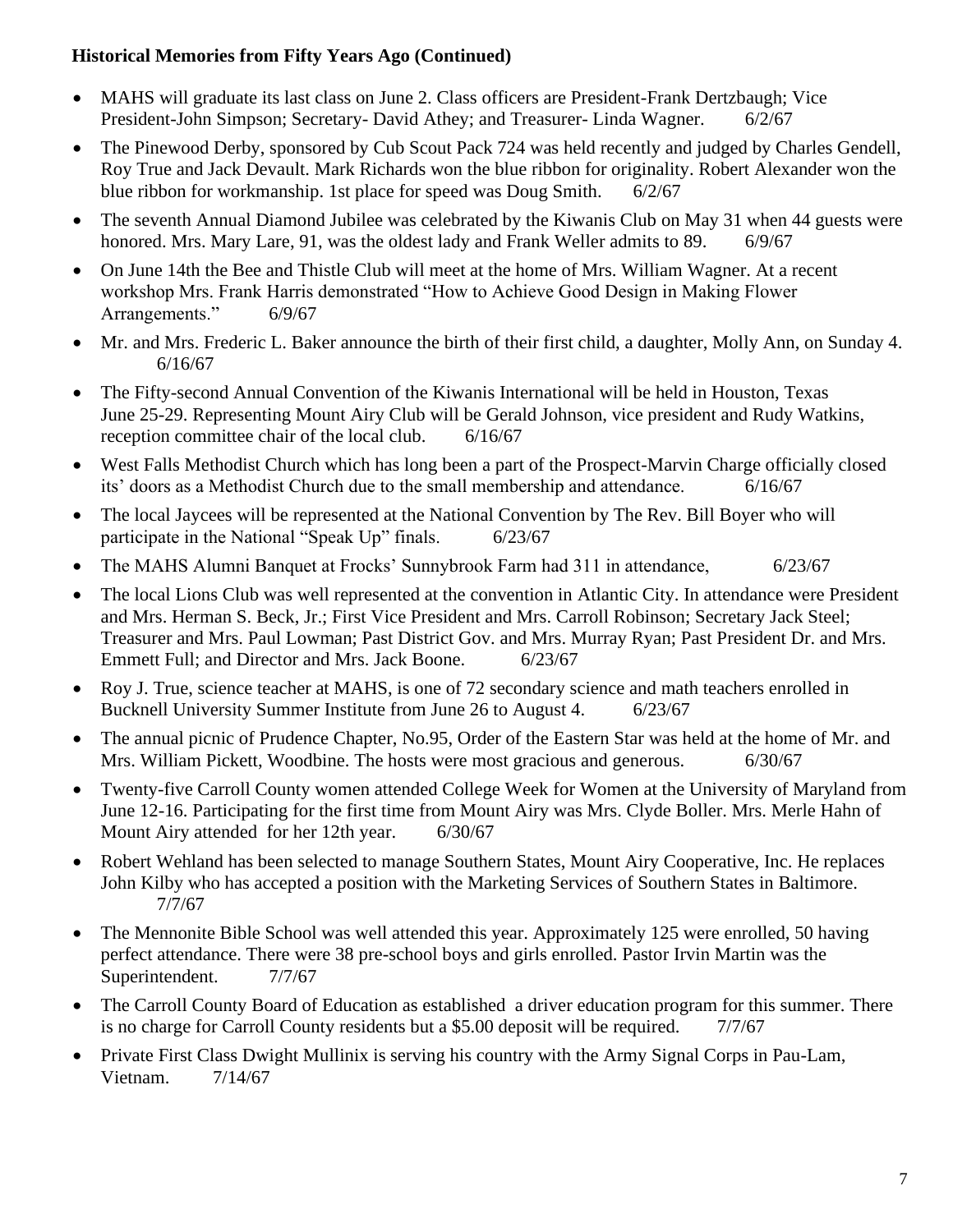**Historical Memories from Fifty Years Ago (Continued)**

- MAHS will graduate its last class on June 2. Class officers are President-Frank Dertzbaugh; Vice President-John Simpson; Secretary- David Athey; and Treasurer- Linda Wagner. 6/2/67
- The Pinewood Derby, sponsored by Cub Scout Pack 724 was held recently and judged by Charles Gendell, Roy True and Jack Devault. Mark Richards won the blue ribbon for originality. Robert Alexander won the blue ribbon for workmanship. 1st place for speed was Doug Smith. 6/2/67
- The seventh Annual Diamond Jubilee was celebrated by the Kiwanis Club on May 31 when 44 guests were honored. Mrs. Mary Lare, 91, was the oldest lady and Frank Weller admits to 89. 6/9/67
- On June 14th the Bee and Thistle Club will meet at the home of Mrs. William Wagner. At a recent workshop Mrs. Frank Harris demonstrated "How to Achieve Good Design in Making Flower Arrangements." 6/9/67
- Mr. and Mrs. Frederic L. Baker announce the birth of their first child, a daughter, Molly Ann, on Sunday 4. 6/16/67
- The Fifty-second Annual Convention of the Kiwanis International will be held in Houston, Texas June 25-29. Representing Mount Airy Club will be Gerald Johnson, vice president and Rudy Watkins, reception committee chair of the local club. 6/16/67
- West Falls Methodist Church which has long been a part of the Prospect-Marvin Charge officially closed its' doors as a Methodist Church due to the small membership and attendance. 6/16/67
- The local Jaycees will be represented at the National Convention by The Rev. Bill Boyer who will participate in the National "Speak Up" finals. 6/23/67
- The MAHS Alumni Banquet at Frocks' Sunnybrook Farm had 311 in attendance, 6/23/67
- The local Lions Club was well represented at the convention in Atlantic City. In attendance were President and Mrs. Herman S. Beck, Jr.; First Vice President and Mrs. Carroll Robinson; Secretary Jack Steel; Treasurer and Mrs. Paul Lowman; Past District Gov. and Mrs. Murray Ryan; Past President Dr. and Mrs. Emmett Full; and Director and Mrs. Jack Boone. 6/23/67
- Roy J. True, science teacher at MAHS, is one of 72 secondary science and math teachers enrolled in Bucknell University Summer Institute from June 26 to August 4. 6/23/67
- The annual picnic of Prudence Chapter, No.95, Order of the Eastern Star was held at the home of Mr. and Mrs. William Pickett, Woodbine. The hosts were most gracious and generous. 6/30/67
- Twenty-five Carroll County women attended College Week for Women at the University of Maryland from June 12-16. Participating for the first time from Mount Airy was Mrs. Clyde Boller. Mrs. Merle Hahn of Mount Airy attended for her 12th year. 6/30/67
- Robert Wehland has been selected to manage Southern States, Mount Airy Cooperative, Inc. He replaces John Kilby who has accepted a position with the Marketing Services of Southern States in Baltimore. 7/7/67
- The Mennonite Bible School was well attended this year. Approximately 125 were enrolled, 50 having perfect attendance. There were 38 pre-school boys and girls enrolled. Pastor Irvin Martin was the Superintendent. 7/7/67
- The Carroll County Board of Education as established a driver education program for this summer. There is no charge for Carroll County residents but a $5.00 deposit will be required. 7/7/67
- Private First Class Dwight Mullinix is serving his country with the Army Signal Corps in Pau-Lam, Vietnam. 7/14/67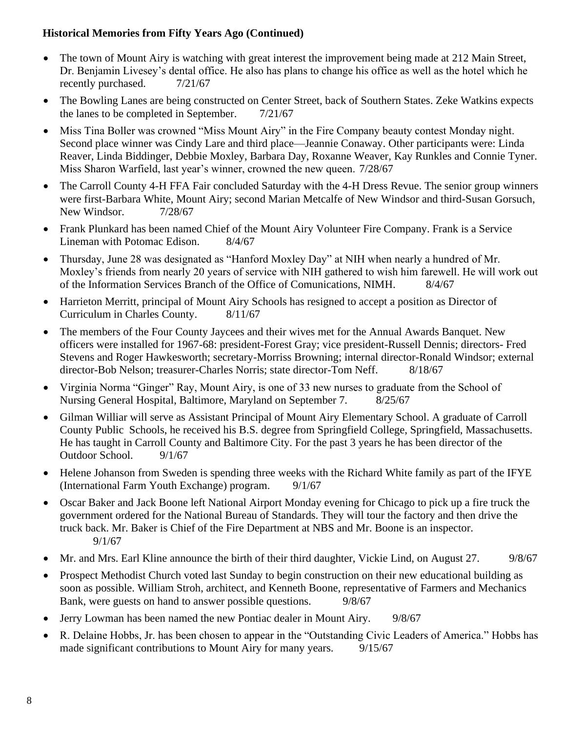**Historical Memories from Fifty Years Ago (Continued)**

- The town of Mount Airy is watching with great interest the improvement being made at 212 Main Street, Dr. Benjamin Livesey's dental office. He also has plans to change his office as well as the hotel which he recently purchased. 7/21/67
- The Bowling Lanes are being constructed on Center Street, back of Southern States. Zeke Watkins expects the lanes to be completed in September. 7/21/67
- Miss Tina Boller was crowned "Miss Mount Airy" in the Fire Company beauty contest Monday night. Second place winner was Cindy Lare and third place—Jeannie Conaway. Other participants were: Linda Reaver, Linda Biddinger, Debbie Moxley, Barbara Day, Roxanne Weaver, Kay Runkles and Connie Tyner. Miss Sharon Warfield, last year's winner, crowned the new queen. 7/28/67
- The Carroll County 4-H FFA Fair concluded Saturday with the 4-H Dress Revue. The senior group winners were first-Barbara White, Mount Airy; second Marian Metcalfe of New Windsor and third-Susan Gorsuch, New Windsor. 7/28/67
- Frank Plunkard has been named Chief of the Mount Airy Volunteer Fire Company. Frank is a Service Lineman with Potomac Edison. 8/4/67
- Thursday, June 28 was designated as "Hanford Moxley Day" at NIH when nearly a hundred of Mr. Moxley's friends from nearly 20 years of service with NIH gathered to wish him farewell. He will work out of the Information Services Branch of the Office of Comunications, NIMH. 8/4/67
- Harrieton Merritt, principal of Mount Airy Schools has resigned to accept a position as Director of Curriculum in Charles County. 8/11/67
- The members of the Four County Jaycees and their wives met for the Annual Awards Banquet. New officers were installed for 1967-68: president-Forest Gray; vice president-Russell Dennis; directors- Fred Stevens and Roger Hawkesworth; secretary-Morriss Browning; internal director-Ronald Windsor; external director-Bob Nelson; treasurer-Charles Norris; state director-Tom Neff. 8/18/67
- Virginia Norma "Ginger" Ray, Mount Airy, is one of 33 new nurses to graduate from the School of Nursing General Hospital, Baltimore, Maryland on September 7. 8/25/67
- Gilman Williar will serve as Assistant Principal of Mount Airy Elementary School. A graduate of Carroll County Public Schools, he received his B.S. degree from Springfield College, Springfield, Massachusetts. He has taught in Carroll County and Baltimore City. For the past 3 years he has been director of the Outdoor School. 9/1/67
- Helene Johanson from Sweden is spending three weeks with the Richard White family as part of the IFYE (International Farm Youth Exchange) program. 9/1/67
- Oscar Baker and Jack Boone left National Airport Monday evening for Chicago to pick up a fire truck the government ordered for the National Bureau of Standards. They will tour the factory and then drive the truck back. Mr. Baker is Chief of the Fire Department at NBS and Mr. Boone is an inspector. 9/1/67
- Mr. and Mrs. Earl Kline announce the birth of their third daughter, Vickie Lind, on August 27. 9/8/67
- Prospect Methodist Church voted last Sunday to begin construction on their new educational building as soon as possible. William Stroh, architect, and Kenneth Boone, representative of Farmers and Mechanics Bank, were guests on hand to answer possible questions. 9/8/67
- Jerry Lowman has been named the new Pontiac dealer in Mount Airy. 9/8/67
- R. Delaine Hobbs, Jr. has been chosen to appear in the "Outstanding Civic Leaders of America." Hobbs has made significant contributions to Mount Airy for many years. 9/15/67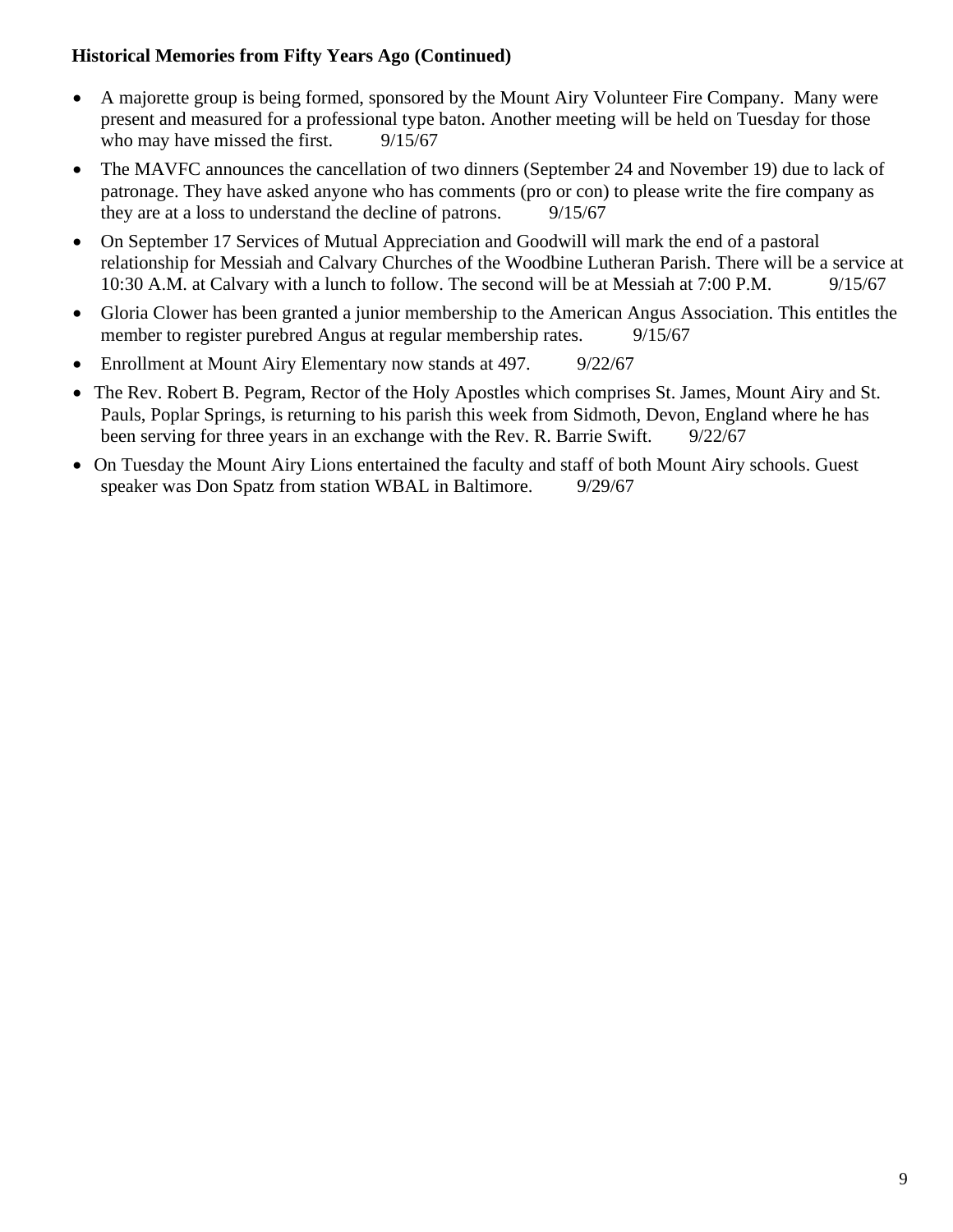**Historical Memories from Fifty Years Ago (Continued)**

- A majorette group is being formed, sponsored by the Mount Airy Volunteer Fire Company. Many were present and measured for a professional type baton. Another meeting will be held on Tuesday for those who may have missed the first. 9/15/67
- The MAVFC announces the cancellation of two dinners (September 24 and November 19) due to lack of patronage. They have asked anyone who has comments (pro or con) to please write the fire company as they are at a loss to understand the decline of patrons. 9/15/67
- On September 17 Services of Mutual Appreciation and Goodwill will mark the end of a pastoral relationship for Messiah and Calvary Churches of the Woodbine Lutheran Parish. There will be a service at 10:30 A.M. at Calvary with a lunch to follow. The second will be at Messiah at 7:00 P.M. 9/15/67
- Gloria Clower has been granted a junior membership to the American Angus Association. This entitles the member to register purebred Angus at regular membership rates. 9/15/67
- Enrollment at Mount Airy Elementary now stands at 497. 9/22/67
- The Rev. Robert B. Pegram, Rector of the Holy Apostles which comprises St. James, Mount Airy and St. Pauls, Poplar Springs, is returning to his parish this week from Sidmoth, Devon, England where he has been serving for three years in an exchange with the Rev. R. Barrie Swift. 9/22/67
- On Tuesday the Mount Airy Lions entertained the faculty and staff of both Mount Airy schools. Guest speaker was Don Spatz from station WBAL in Baltimore. 9/29/67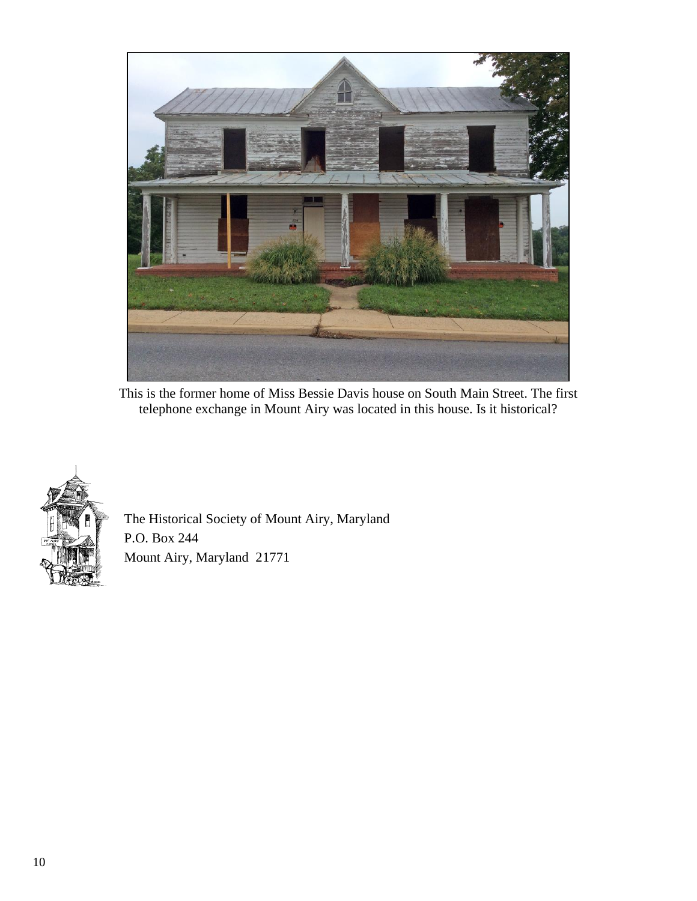This is the former home of Miss Bessie Davis house on South Main Street. The first telephone exchange in Mount Airy was located in this house. Is it historical?

The Historical Society of Mount Airy, Maryland
P.O. Box 244
Mount Airy, Maryland 21771